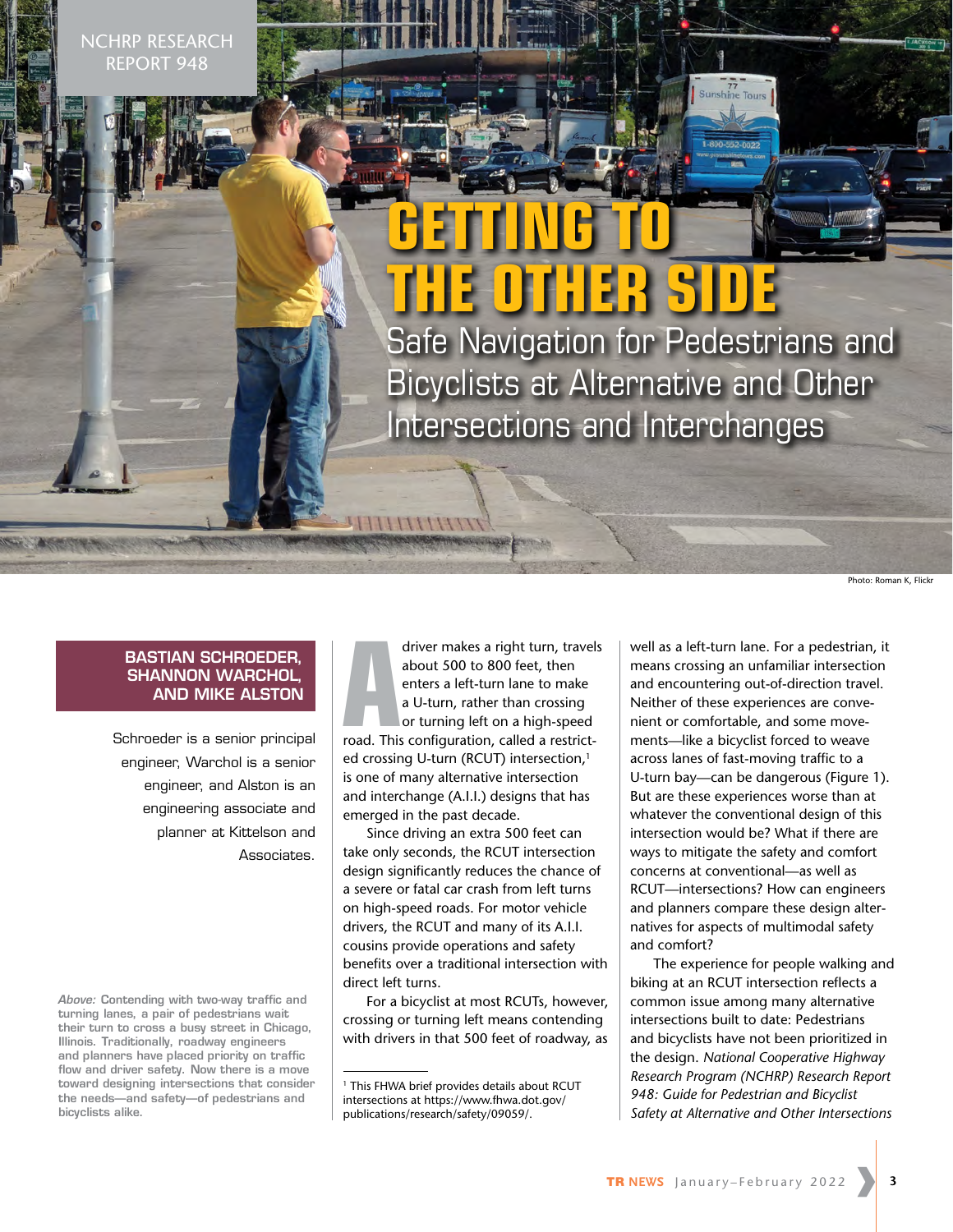NCHRP RESEARCH REPORT 948

# GETTING TO THE OTHER SIDE

## Safe Navigation for Pedestrians and Bicyclists at Alternative and Other Intersections and Interchanges

Photo: Roman K, Flickr

**BASTIAN SCHROEDER, SHANNON WARCHOL, AND MIKE ALSTON**

Schroeder is a senior principal engineer, Warchol is a senior engineer, and Alston is an engineering associate and planner at Kittelson and Associates.

*Above:* Contending with two-way traffic and turning lanes, a pair of pedestrians wait their turn to cross a busy street in Chicago, Illinois. Traditionally, roadway engineers and planners have placed priority on traffic flow and driver safety. Now there is a move toward designing intersections that consider the needs—and safety—of pedestrians and bicyclists alike.

A driver makes a right turn, travels about 500 to 800 feet, then enters a left-turn lane to make a U-turn, rather than crossing or turning left on a high-speed road. This configuration, called a restricted crossing U-turn (RCUT) intersection,[1] is one of many alternative intersection and interchange (A.I.I.) designs that has emerged in the past decade.

Since driving an extra 500 feet can take only seconds, the RCUT intersection design significantly reduces the chance of a severe or fatal car crash from left turns on high-speed roads. For motor vehicle drivers, the RCUT and many of its A.I.I. cousins provide operations and safety benefits over a traditional intersection with direct left turns.

For a bicyclist at most RCUTs, however, crossing or turning left means contending with drivers in that 500 feet of roadway, as well as a left-turn lane. For a pedestrian, it means crossing an unfamiliar intersection and encountering out-of-direction travel. Neither of these experiences are convenient or comfortable, and some movements—like a bicyclist forced to weave across lanes of fast-moving traffic to a U-turn bay—can be dangerous (Figure 1). But are these experiences worse than at whatever the conventional design of this intersection would be? What if there are ways to mitigate the safety and comfort concerns at conventional—as well as RCUT—intersections? How can engineers and planners compare these design alternatives for aspects of multimodal safety and comfort?

The experience for people walking and biking at an RCUT intersection reflects a common issue among many alternative intersections built to date: Pedestrians and bicyclists have not been prioritized in the design. *National Cooperative Highway Research Program (NCHRP) Research Report 948: Guide for Pedestrian and Bicyclist Safety at Alternative and Other Intersections*

[1] This FHWA brief provides details about RCUT intersections at https://www.fhwa.dot.gov/publications/research/safety/09059/.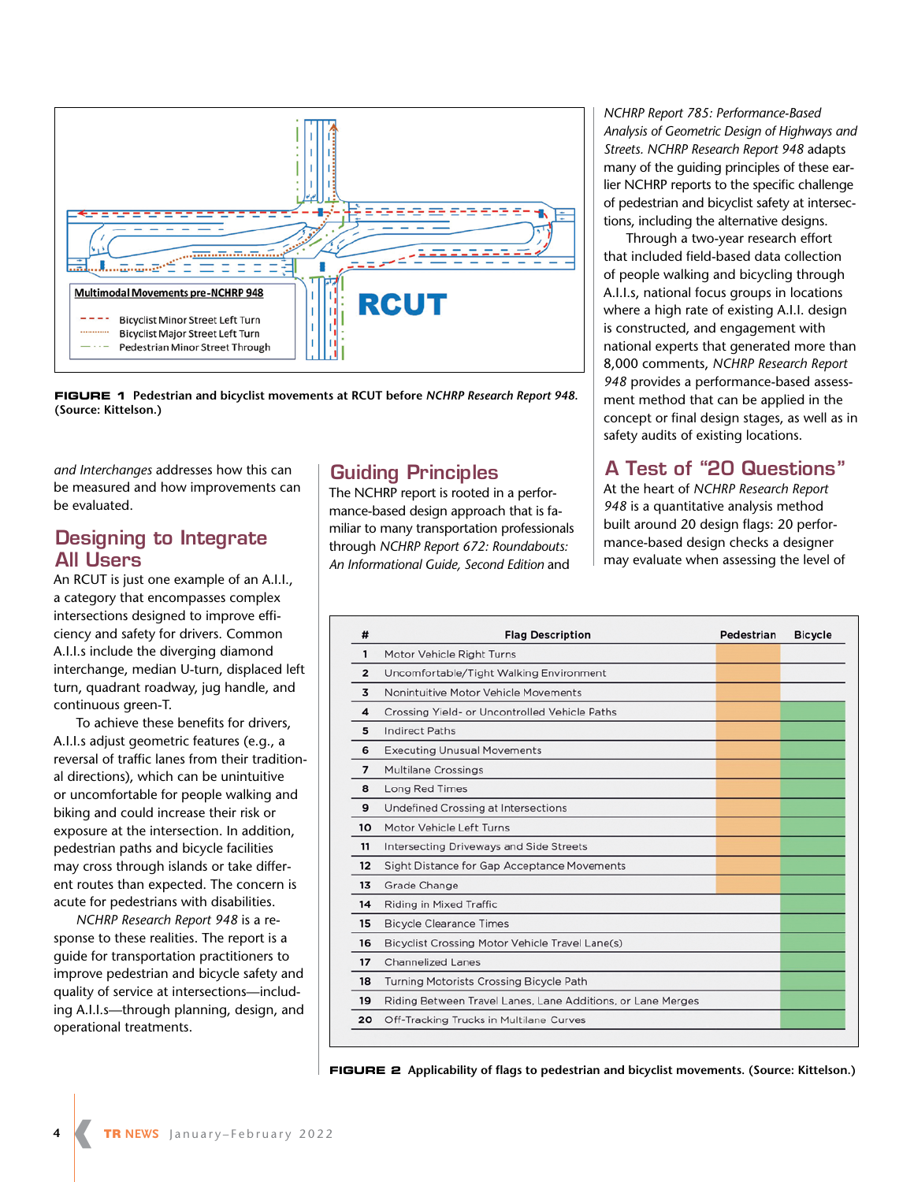Multimodal Movements pre-NCHRP 948

Bicyclist Minor Street Left Turn

Bicyclist Major Street Left Turn

Pedestrian Minor Street Through

RCUT

**FIGURE 1** **Pedestrian and bicyclist movements at RCUT before *NCHRP Research Report 948*. (Source: Kittelson.)**

*and Interchanges* addresses how this can be measured and how improvements can be evaluated.

## Designing to Integrate All Users

An RCUT is just one example of an A.I.I., a category that encompasses complex intersections designed to improve efficiency and safety for drivers. Common A.I.I.s include the diverging diamond interchange, median U-turn, displaced left turn, quadrant roadway, jug handle, and continuous green-T.

To achieve these benefits for drivers, A.I.I.s adjust geometric features (e.g., a reversal of traffic lanes from their traditional directions), which can be unintuitive or uncomfortable for people walking and biking and could increase their risk or exposure at the intersection. In addition, pedestrian paths and bicycle facilities may cross through islands or take different routes than expected. The concern is acute for pedestrians with disabilities.

*NCHRP Research Report 948* is a response to these realities. The report is a guide for transportation practitioners to improve pedestrian and bicycle safety and quality of service at intersections—including A.I.I.s—through planning, design, and operational treatments.

## Guiding Principles

The NCHRP report is rooted in a performance-based design approach that is familiar to many transportation professionals through *NCHRP Report 672: Roundabouts: An Informational Guide, Second Edition* and *NCHRP Report 785: Performance-Based Analysis of Geometric Design of Highways and Streets*. *NCHRP Research Report 948* adapts many of the guiding principles of these earlier NCHRP reports to the specific challenge of pedestrian and bicyclist safety at intersections, including the alternative designs.

Through a two-year research effort that included field-based data collection of people walking and bicycling through A.I.I.s, national focus groups in locations where a high rate of existing A.I.I. design is constructed, and engagement with national experts that generated more than 8,000 comments, *NCHRP Research Report 948* provides a performance-based assessment method that can be applied in the concept or final design stages, as well as in safety audits of existing locations.

## A Test of "20 Questions"

At the heart of *NCHRP Research Report 948* is a quantitative analysis method built around 20 design flags: 20 performance-based design checks a designer may evaluate when assessing the level of

| # | Flag Description | Pedestrian | Bicycle |
|---|---|---|---|
| 1 | Motor Vehicle Right Turns | ✓ | |
| 2 | Uncomfortable/Tight Walking Environment | ✓ | |
| 3 | Nonintuitive Motor Vehicle Movements | ✓ | |
| 4 | Crossing Yield- or Uncontrolled Vehicle Paths | ✓ | ✓ |
| 5 | Indirect Paths | ✓ | ✓ |
| 6 | Executing Unusual Movements | ✓ | ✓ |
| 7 | Multilane Crossings | ✓ | ✓ |
| 8 | Long Red Times | ✓ | ✓ |
| 9 | Undefined Crossing at Intersections | ✓ | ✓ |
| 10 | Motor Vehicle Left Turns | ✓ | ✓ |
| 11 | Intersecting Driveways and Side Streets | ✓ | ✓ |
| 12 | Sight Distance for Gap Acceptance Movements | ✓ | ✓ |
| 13 | Grade Change | ✓ | ✓ |
| 14 | Riding in Mixed Traffic | | ✓ |
| 15 | Bicycle Clearance Times | | ✓ |
| 16 | Bicyclist Crossing Motor Vehicle Travel Lane(s) | | ✓ |
| 17 | Channelized Lanes | | ✓ |
| 18 | Turning Motorists Crossing Bicycle Path | | ✓ |
| 19 | Riding Between Travel Lanes, Lane Additions, or Lane Merges | | ✓ |
| 20 | Off-Tracking Trucks in Multilane Curves | | ✓ |

**FIGURE 2** **Applicability of flags to pedestrian and bicyclist movements. (Source: Kittelson.)**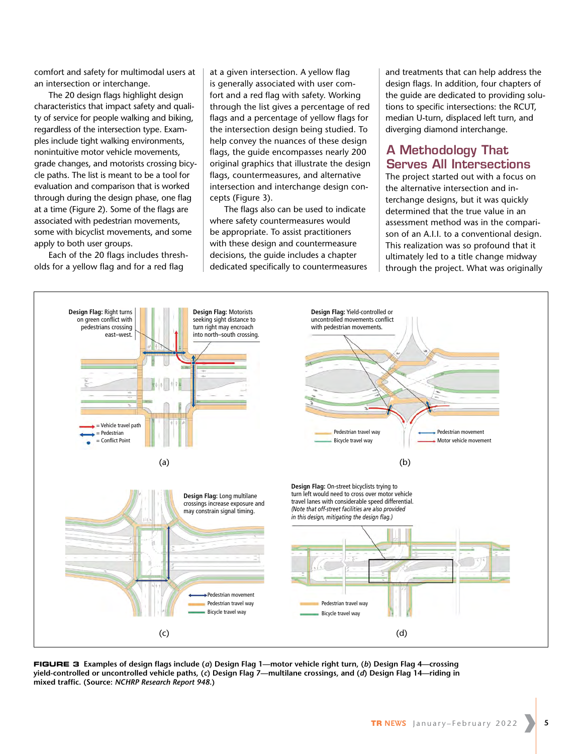comfort and safety for multimodal users at an intersection or interchange.

The 20 design flags highlight design characteristics that impact safety and quality of service for people walking and biking, regardless of the intersection type. Examples include tight walking environments, nonintuitive motor vehicle movements, grade changes, and motorists crossing bicycle paths. The list is meant to be a tool for evaluation and comparison that is worked through during the design phase, one flag at a time (Figure 2). Some of the flags are associated with pedestrian movements, some with bicyclist movements, and some apply to both user groups.

Each of the 20 flags includes thresholds for a yellow flag and for a red flag at a given intersection. A yellow flag is generally associated with user comfort and a red flag with safety. Working through the list gives a percentage of red flags and a percentage of yellow flags for the intersection design being studied. To help convey the nuances of these design flags, the guide encompasses nearly 200 original graphics that illustrate the design flags, countermeasures, and alternative intersection and interchange design concepts (Figure 3).

The flags also can be used to indicate where safety countermeasures would be appropriate. To assist practitioners with these design and countermeasure decisions, the guide includes a chapter dedicated specifically to countermeasures and treatments that can help address the design flags. In addition, four chapters of the guide are dedicated to providing solutions to specific intersections: the RCUT, median U-turn, displaced left turn, and diverging diamond interchange.

## A Methodology That Serves All Intersections

The project started out with a focus on the alternative intersection and interchange designs, but it was quickly determined that the true value in an assessment method was in the comparison of an A.I.I. to a conventional design. This realization was so profound that it ultimately led to a title change midway through the project. What was originally

**Design Flag:** Right turns on green conflict with pedestrians crossing east–west.

**Design Flag:** Motorists seeking sight distance to turn right may encroach into north–south crossing.

= Vehicle travel path
= Pedestrian
= Conflict Point

(a)

**Design Flag:** Yield-controlled or uncontrolled movements conflict with pedestrian movements.

Pedestrian travel way
Bicycle travel way
Pedestrian movement
Motor vehicle movement

(b)

**Design Flag:** Long multilane crossings increase exposure and may constrain signal timing.

Pedestrian movement
Pedestrian travel way
Bicycle travel way

(c)

**Design Flag:** On-street bicyclists trying to turn left would need to cross over motor vehicle travel lanes with considerable speed differential. *(Note that off-street facilities are also provided in this design, mitigating the design flag.)*

Pedestrian travel way
Bicycle travel way

(d)

**FIGURE 3 Examples of design flags include (*a*) Design Flag 1—motor vehicle right turn, (*b*) Design Flag 4—crossing yield-controlled or uncontrolled vehicle paths, (*c*) Design Flag 7—multilane crossings, and (*d*) Design Flag 14—riding in mixed traffic. (Source: *NCHRP Research Report 948*.)**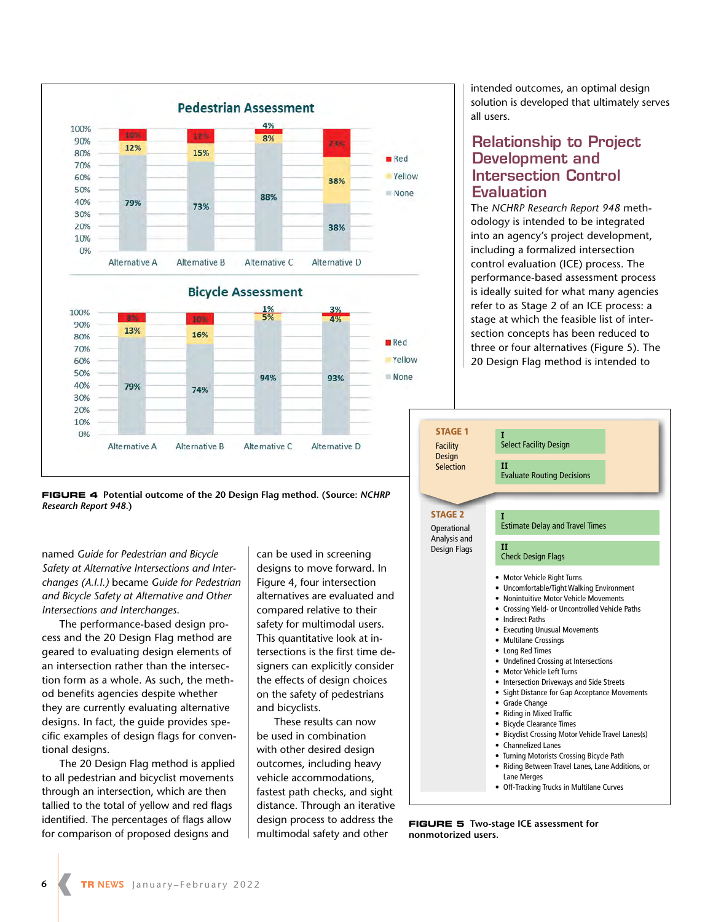Pedestrian Assessment

100%
90%
80%
70%
60%
50%
40%
30%
20%
10%
0%

Alternative A: 10%, 12%, 79%
Alternative B: 12%, 15%, 73%
Alternative C: 4%, 8%, 88%
Alternative D: 23%, 38%, 38%

Red
Yellow
None

Bicycle Assessment

100%
90%
80%
70%
60%
50%
40%
30%
20%
10%
0%

Alternative A: 8%, 13%, 79%
Alternative B: 10%, 16%, 74%
Alternative C: 1%, 5%, 94%
Alternative D: 3%, 4%, 93%

Red
Yellow
None

**FIGURE 4** **Potential outcome of the 20 Design Flag method. (Source:** ***NCHRP Research Report 948*****.)**

named *Guide for Pedestrian and Bicycle Safety at Alternative Intersections and Interchanges (A.I.I.)* became *Guide for Pedestrian and Bicycle Safety at Alternative and Other Intersections and Interchanges*.

The performance-based design process and the 20 Design Flag method are geared to evaluating design elements of an intersection rather than the intersection form as a whole. As such, the method benefits agencies despite whether they are currently evaluating alternative designs. In fact, the guide provides specific examples of design flags for conventional designs.

The 20 Design Flag method is applied to all pedestrian and bicyclist movements through an intersection, which are then tallied to the total of yellow and red flags identified. The percentages of flags allow for comparison of proposed designs and can be used in screening designs to move forward. In Figure 4, four intersection alternatives are evaluated and compared relative to their safety for multimodal users. This quantitative look at intersections is the first time designers can explicitly consider the effects of design choices on the safety of pedestrians and bicyclists.

These results can now be used in combination with other desired design outcomes, including heavy vehicle accommodations, fastest path checks, and sight distance. Through an iterative design process to address the multimodal safety and other intended outcomes, an optimal design solution is developed that ultimately serves all users.

## Relationship to Project Development and Intersection Control Evaluation

The *NCHRP Research Report 948* methodology is intended to be integrated into an agency's project development, including a formalized intersection control evaluation (ICE) process. The performance-based assessment process is ideally suited for what many agencies refer to as Stage 2 of an ICE process: a stage at which the feasible list of intersection concepts has been reduced to three or four alternatives (Figure 5). The 20 Design Flag method is intended to

**STAGE 1**
Facility Design Selection

I
Select Facility Design

II
Evaluate Routing Decisions

**STAGE 2**
Operational Analysis and Design Flags

I
Estimate Delay and Travel Times

II
Check Design Flags

- Motor Vehicle Right Turns
- Uncomfortable/Tight Walking Environment
- Nonintuitive Motor Vehicle Movements
- Crossing Yield- or Uncontrolled Vehicle Paths
- Indirect Paths
- Executing Unusual Movements
- Multilane Crossings
- Long Red Times
- Undefined Crossing at Intersections
- Motor Vehicle Left Turns
- Intersection Driveways and Side Streets
- Sight Distance for Gap Acceptance Movements
- Grade Change
- Riding in Mixed Traffic
- Bicycle Clearance Times
- Bicyclist Crossing Motor Vehicle Travel Lanes(s)
- Channelized Lanes
- Turning Motorists Crossing Bicycle Path
- Riding Between Travel Lanes, Lane Additions, or Lane Merges
- Off-Tracking Trucks in Multilane Curves

**FIGURE 5** **Two-stage ICE assessment for nonmotorized users.**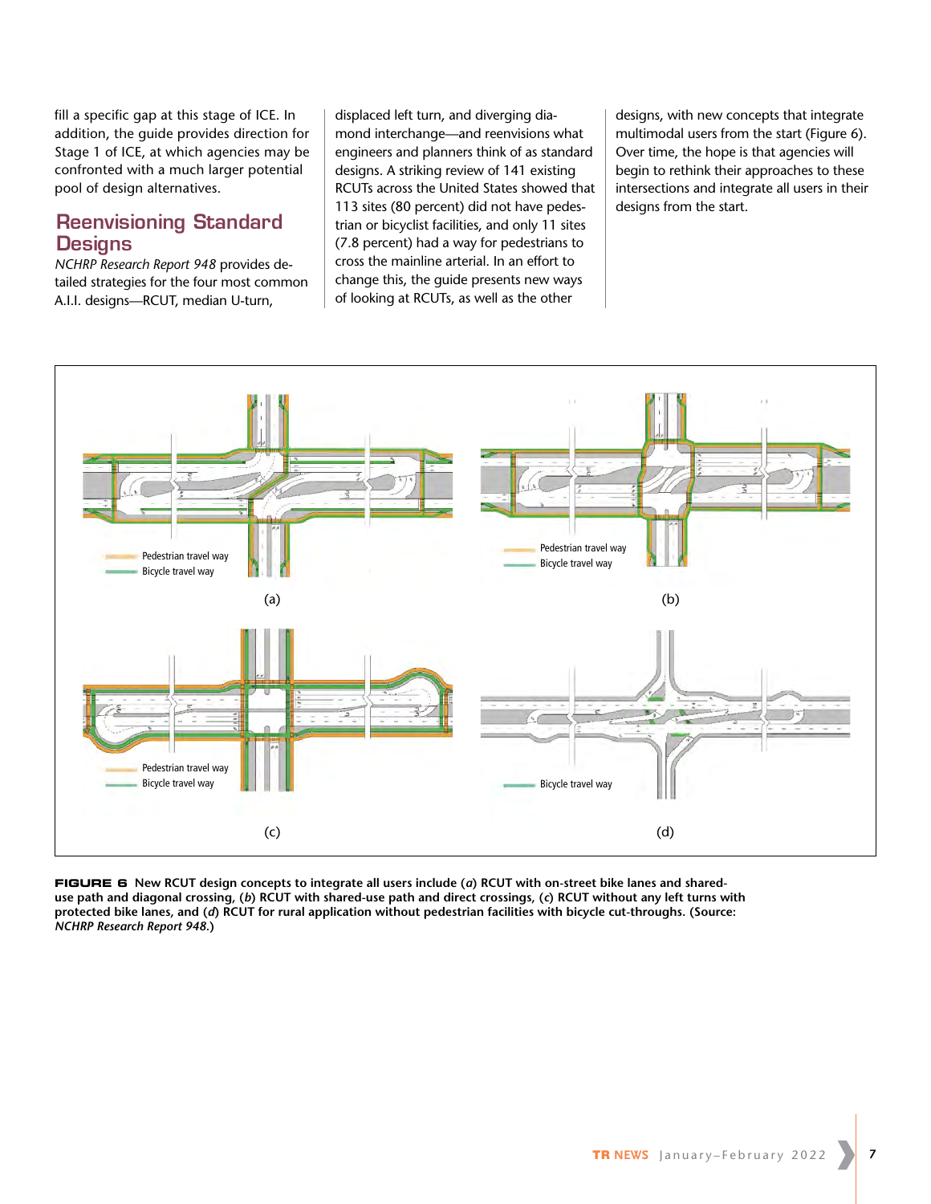fill a specific gap at this stage of ICE. In addition, the guide provides direction for Stage 1 of ICE, at which agencies may be confronted with a much larger potential pool of design alternatives.

## Reenvisioning Standard Designs

*NCHRP Research Report 948* provides detailed strategies for the four most common A.I.I. designs—RCUT, median U-turn, displaced left turn, and diverging diamond interchange—and reenvisions what engineers and planners think of as standard designs. A striking review of 141 existing RCUTs across the United States showed that 113 sites (80 percent) did not have pedestrian or bicyclist facilities, and only 11 sites (7.8 percent) had a way for pedestrians to cross the mainline arterial. In an effort to change this, the guide presents new ways of looking at RCUTs, as well as the other designs, with new concepts that integrate multimodal users from the start (Figure 6). Over time, the hope is that agencies will begin to rethink their approaches to these intersections and integrate all users in their designs from the start.

Pedestrian travel way
Bicycle travel way
(a)

Pedestrian travel way
Bicycle travel way
(b)

Pedestrian travel way
Bicycle travel way
(c)

Bicycle travel way
(d)

**FIGURE 6** **New RCUT design concepts to integrate all users include (*a*) RCUT with on-street bike lanes and shared-use path and diagonal crossing, (*b*) RCUT with shared-use path and direct crossings, (*c*) RCUT without any left turns with protected bike lanes, and (*d*) RCUT for rural application without pedestrian facilities with bicycle cut-throughs. (Source: *NCHRP Research Report 948*.)**